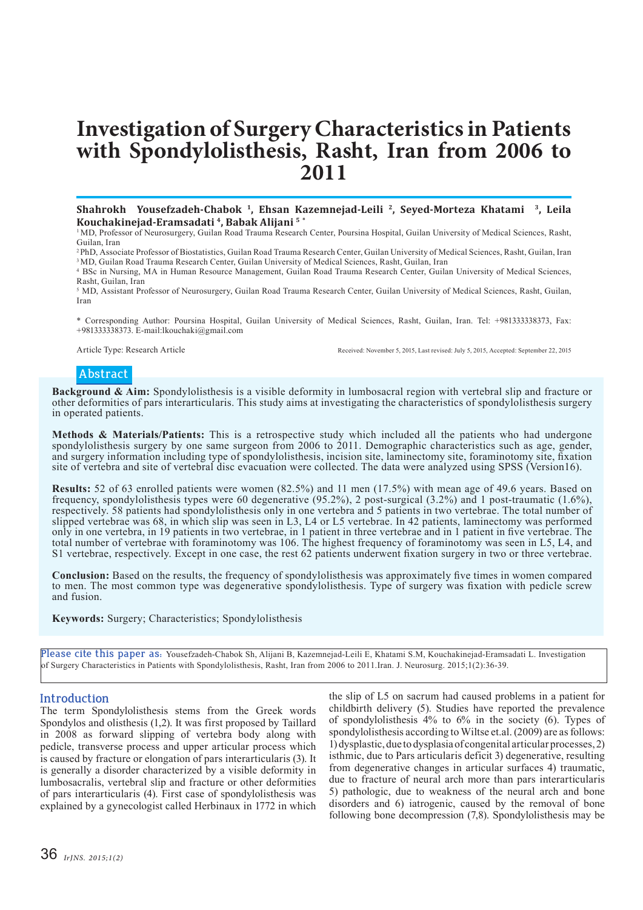# Investigation of Surgery Characteristics in Patients with Spondylolisthesis, Rasht, Iran from 2006 to 2011

**Shahrokh Yousefzadeh-Chabok [1], Ehsan Kazemnejad-Leili [2], Seyed-Morteza Khatami [3], Leila Kouchakinejad-Eramsadati [4], Babak Alijani [5 *]**

[1] MD, Professor of Neurosurgery, Guilan Road Trauma Research Center, Poursina Hospital, Guilan University of Medical Sciences, Rasht, Guilan, Iran

[2] PhD, Associate Professor of Biostatistics, Guilan Road Trauma Research Center, Guilan University of Medical Sciences, Rasht, Guilan, Iran

[3] MD, Guilan Road Trauma Research Center, Guilan University of Medical Sciences, Rasht, Guilan, Iran

[4] BSc in Nursing, MA in Human Resource Management, Guilan Road Trauma Research Center, Guilan University of Medical Sciences, Rasht, Guilan, Iran

[5] MD, Assistant Professor of Neurosurgery, Guilan Road Trauma Research Center, Guilan University of Medical Sciences, Rasht, Guilan, Iran

\* Corresponding Author: Poursina Hospital, Guilan University of Medical Sciences, Rasht, Guilan, Iran. Tel: +981333338373, Fax: +981333338373. E-mail:lkouchaki@gmail.com

Article Type: Research Article

Received: November 5, 2015, Last revised: July 5, 2015, Accepted: September 22, 2015

## Abstract

**Background & Aim:** Spondylolisthesis is a visible deformity in lumbosacral region with vertebral slip and fracture or other deformities of pars interarticularis. This study aims at investigating the characteristics of spondylolisthesis surgery in operated patients.

**Methods & Materials/Patients:** This is a retrospective study which included all the patients who had undergone spondylolisthesis surgery by one same surgeon from 2006 to 2011. Demographic characteristics such as age, gender, and surgery information including type of spondylolisthesis, incision site, laminectomy site, foraminotomy site, fixation site of vertebra and site of vertebral disc evacuation were collected. The data were analyzed using SPSS (Version16).

**Results:** 52 of 63 enrolled patients were women (82.5%) and 11 men (17.5%) with mean age of 49.6 years. Based on frequency, spondylolisthesis types were 60 degenerative (95.2%), 2 post-surgical (3.2%) and 1 post-traumatic (1.6%), respectively. 58 patients had spondylolisthesis only in one vertebra and 5 patients in two vertebrae. The total number of slipped vertebrae was 68, in which slip was seen in L3, L4 or L5 vertebrae. In 42 patients, laminectomy was performed only in one vertebra, in 19 patients in two vertebrae, in 1 patient in three vertebrae and in 1 patient in five vertebrae. The total number of vertebrae with foraminotomy was 106. The highest frequency of foraminotomy was seen in L5, L4, and S1 vertebrae, respectively. Except in one case, the rest 62 patients underwent fixation surgery in two or three vertebrae.

**Conclusion:** Based on the results, the frequency of spondylolisthesis was approximately five times in women compared to men. The most common type was degenerative spondylolisthesis. Type of surgery was fixation with pedicle screw and fusion.

**Keywords:** Surgery; Characteristics; Spondylolisthesis

Please cite this paper as: Yousefzadeh-Chabok Sh, Alijani B, Kazemnejad-Leili E, Khatami S.M, Kouchakinejad-Eramsadati L. Investigation of Surgery Characteristics in Patients with Spondylolisthesis, Rasht, Iran from 2006 to 2011.Iran. J. Neurosurg. 2015;1(2):36-39.

## Introduction

The term Spondylolisthesis stems from the Greek words Spondylos and olisthesis (1,2). It was first proposed by Taillard in 2008 as forward slipping of vertebra body along with pedicle, transverse process and upper articular process which is caused by fracture or elongation of pars interarticularis (3). It is generally a disorder characterized by a visible deformity in lumbosacralis, vertebral slip and fracture or other deformities of pars interarticularis (4). First case of spondylolisthesis was explained by a gynecologist called Herbinaux in 1772 in which the slip of L5 on sacrum had caused problems in a patient for childbirth delivery (5). Studies have reported the prevalence of spondylolisthesis 4% to 6% in the society (6). Types of spondylolisthesis according to Wiltse et.al. (2009) are as follows: 1) dysplastic, due to dysplasia of congenital articular processes, 2) isthmic, due to Pars articularis deficit 3) degenerative, resulting from degenerative changes in articular surfaces 4) traumatic, due to fracture of neural arch more than pars interarticularis 5) pathologic, due to weakness of the neural arch and bone disorders and 6) iatrogenic, caused by the removal of bone following bone decompression (7,8). Spondylolisthesis may be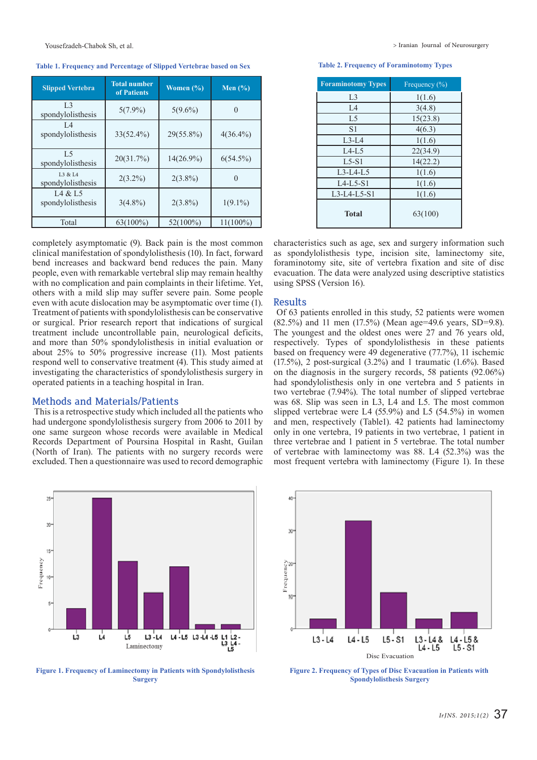**Table 1. Frequency and Percentage of Slipped Vertebrae based on Sex**

| Slipped Vertebra | Total number of Patients | Women (%) | Men (%) |
|---|---|---|---|
| L3 spondylolisthesis | 5(7.9%) | 5(9.6%) | 0 |
| L4 spondylolisthesis | 33(52.4%) | 29(55.8%) | 4(36.4%) |
| L5 spondylolisthesis | 20(31.7%) | 14(26.9%) | 6(54.5%) |
| L3 & L4 spondylolisthesis | 2(3.2%) | 2(3.8%) | 0 |
| L4 & L5 spondylolisthesis | 3(4.8%) | 2(3.8%) | 1(9.1%) |
| Total | 63(100%) | 52(100%) | 11(100%) |

**Table 2. Frequency of Foraminotomy Types**

| Foraminotomy Types | Frequency (%) |
|---|---|
| L3 | 1(1.6) |
| L4 | 3(4.8) |
| L5 | 15(23.8) |
| S1 | 4(6.3) |
| L3-L4 | 1(1.6) |
| L4-L5 | 22(34.9) |
| L5-S1 | 14(22.2) |
| L3-L4-L5 | 1(1.6) |
| L4-L5-S1 | 1(1.6) |
| L3-L4-L5-S1 | 1(1.6) |
| **Total** | 63(100) |

completely asymptomatic (9). Back pain is the most common clinical manifestation of spondylolisthesis (10). In fact, forward bend increases and backward bend reduces the pain. Many people, even with remarkable vertebral slip may remain healthy with no complication and pain complaints in their lifetime. Yet, others with a mild slip may suffer severe pain. Some people even with acute dislocation may be asymptomatic over time (1). Treatment of patients with spondylolisthesis can be conservative or surgical. Prior research report that indications of surgical treatment include uncontrollable pain, neurological deficits, and more than 50% spondylolisthesis in initial evaluation or about 25% to 50% progressive increase (11). Most patients respond well to conservative treatment (4). This study aimed at investigating the characteristics of spondylolisthesis surgery in operated patients in a teaching hospital in Iran.

## Methods and Materials/Patients

This is a retrospective study which included all the patients who had undergone spondylolisthesis surgery from 2006 to 2011 by one same surgeon whose records were available in Medical Records Department of Poursina Hospital in Rasht, Guilan (North of Iran). The patients with no surgery records were excluded. Then a questionnaire was used to record demographic characteristics such as age, sex and surgery information such as spondylolisthesis type, incision site, laminectomy site, foraminotomy site, site of vertebra fixation and site of disc evacuation. The data were analyzed using descriptive statistics using SPSS (Version 16).

## Results

Of 63 patients enrolled in this study, 52 patients were women (82.5%) and 11 men (17.5%) (Mean age=49.6 years, SD=9.8). The youngest and the oldest ones were 27 and 76 years old, respectively. Types of spondylolisthesis in these patients based on frequency were 49 degenerative (77.7%), 11 ischemic (17.5%), 2 post-surgical (3.2%) and 1 traumatic (1.6%). Based on the diagnosis in the surgery records, 58 patients (92.06%) had spondylolisthesis only in one vertebra and 5 patients in two vertebrae (7.94%). The total number of slipped vertebrae was 68. Slip was seen in L3, L4 and L5. The most common slipped vertebrae were L4 (55.9%) and L5 (54.5%) in women and men, respectively (Table1). 42 patients had laminectomy only in one vertebra, 19 patients in two vertebrae, 1 patient in three vertebrae and 1 patient in 5 vertebrae. The total number of vertebrae with laminectomy was 88. L4 (52.3%) was the most frequent vertebra with laminectomy (Figure 1). In these

Figure 1. Frequency of Laminectomy in Patients with Spondylolisthesis Surgery

Figure 2. Frequency of Types of Disc Evacuation in Patients with Spondylolisthesis Surgery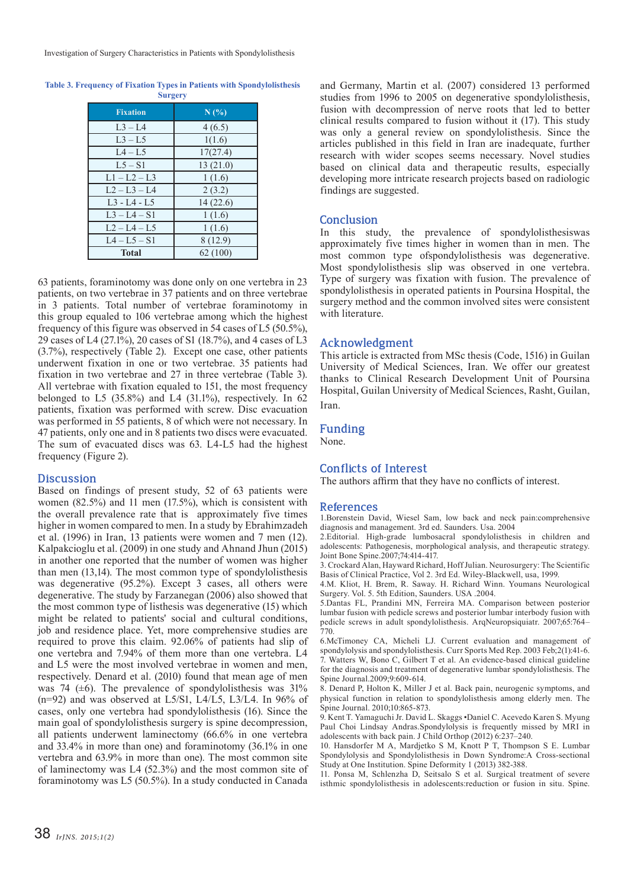**Table 3. Frequency of Fixation Types in Patients with Spondylolisthesis Surgery**

| Fixation | N (%) |
|---|---|
| L3 – L4 | 4 (6.5) |
| L3 – L5 | 1(1.6) |
| L4 – L5 | 17(27.4) |
| L5 – S1 | 13 (21.0) |
| L1 – L2 – L3 | 1 (1.6) |
| L2 – L3 – L4 | 2 (3.2) |
| L3 - L4 - L5 | 14 (22.6) |
| L3 – L4 – S1 | 1 (1.6) |
| L2 – L4 – L5 | 1 (1.6) |
| L4 – L5 – S1 | 8 (12.9) |
| **Total** | 62 (100) |

63 patients, foraminotomy was done only on one vertebra in 23 patients, on two vertebrae in 37 patients and on three vertebrae in 3 patients. Total number of vertebrae foraminotomy in this group equaled to 106 vertebrae among which the highest frequency of this figure was observed in 54 cases of L5 (50.5%), 29 cases of L4 (27.1%), 20 cases of S1 (18.7%), and 4 cases of L3 (3.7%), respectively (Table 2). Except one case, other patients underwent fixation in one or two vertebrae. 35 patients had fixation in two vertebrae and 27 in three vertebrae (Table 3). All vertebrae with fixation equaled to 151, the most frequency belonged to L5 (35.8%) and L4 (31.1%), respectively. In 62 patients, fixation was performed with screw. Disc evacuation was performed in 55 patients, 8 of which were not necessary. In 47 patients, only one and in 8 patients two discs were evacuated. The sum of evacuated discs was 63. L4-L5 had the highest frequency (Figure 2).

## Discussion

Based on findings of present study, 52 of 63 patients were women (82.5%) and 11 men (17.5%), which is consistent with the overall prevalence rate that is approximately five times higher in women compared to men. In a study by Ebrahimzadeh et al. (1996) in Iran, 13 patients were women and 7 men (12). Kalpakcioglu et al. (2009) in one study and Ahnand Jhun (2015) in another one reported that the number of women was higher than men (13,14). The most common type of spondylolisthesis was degenerative (95.2%). Except 3 cases, all others were degenerative. The study by Farzanegan (2006) also showed that the most common type of listhesis was degenerative (15) which might be related to patients' social and cultural conditions, job and residence place. Yet, more comprehensive studies are required to prove this claim. 92.06% of patients had slip of one vertebra and 7.94% of them more than one vertebra. L4 and L5 were the most involved vertebrae in women and men, respectively. Denard et al. (2010) found that mean age of men was 74 (±6). The prevalence of spondylolisthesis was 31% (n=92) and was observed at L5/S1, L4/L5, L3/L4. In 96% of cases, only one vertebra had spondylolisthesis (16). Since the main goal of spondylolisthesis surgery is spine decompression, all patients underwent laminectomy (66.6% in one vertebra and 33.4% in more than one) and foraminotomy (36.1% in one vertebra and 63.9% in more than one). The most common site of laminectomy was L4 (52.3%) and the most common site of foraminotomy was L5 (50.5%). In a study conducted in Canada and Germany, Martin et al. (2007) considered 13 performed studies from 1996 to 2005 on degenerative spondylolisthesis, fusion with decompression of nerve roots that led to better clinical results compared to fusion without it (17). This study was only a general review on spondylolisthesis. Since the articles published in this field in Iran are inadequate, further research with wider scopes seems necessary. Novel studies based on clinical data and therapeutic results, especially developing more intricate research projects based on radiologic findings are suggested.

## Conclusion

In this study, the prevalence of spondylolisthesiswas approximately five times higher in women than in men. The most common type ofspondylolisthesis was degenerative. Most spondylolisthesis slip was observed in one vertebra. Type of surgery was fixation with fusion. The prevalence of spondylolisthesis in operated patients in Poursina Hospital, the surgery method and the common involved sites were consistent with literature.

## Acknowledgment

This article is extracted from MSc thesis (Code, 1516) in Guilan University of Medical Sciences, Iran. We offer our greatest thanks to Clinical Research Development Unit of Poursina Hospital, Guilan University of Medical Sciences, Rasht, Guilan, Iran.

## Funding

None.

## Conflicts of Interest

The authors affirm that they have no conflicts of interest.

## References

1.Borenstein David, Wiesel Sam, low back and neck pain:comprehensive diagnosis and management. 3rd ed. Saunders. Usa. 2004

2.Editorial. High-grade lumbosacral spondylolisthesis in children and adolescents: Pathogenesis, morphological analysis, and therapeutic strategy. Joint Bone Spine.2007;74:414-417.

3. Crockard Alan, Hayward Richard, Hoff Julian. Neurosurgery: The Scientific Basis of Clinical Practice, Vol 2. 3rd Ed. Wiley-Blackwell, usa, 1999.

4.M. Kliot, H. Brem, R. Saway. H. Richard Winn. Youmans Neurological Surgery. Vol. 5. 5th Edition, Saunders. USA .2004.

5.Dantas FL, Prandini MN, Ferreira MA. Comparison between posterior lumbar fusion with pedicle screws and posterior lumbar interbody fusion with pedicle screws in adult spondylolisthesis. ArqNeuropsiquiatr. 2007;65:764–770.

6.McTimoney CA, Micheli LJ. Current evaluation and management of spondylolysis and spondylolisthesis. Curr Sports Med Rep. 2003 Feb;2(1):41-6.

7. Watters W, Bono C, Gilbert T et al. An evidence-based clinical guideline for the diagnosis and treatment of degenerative lumbar spondylolisthesis. The Spine Journal.2009;9:609-614.

8. Denard P, Holton K, Miller J et al. Back pain, neurogenic symptoms, and physical function in relation to spondylolisthesis among elderly men. The Spine Journal. 2010;10:865-873.

9. Kent T. Yamaguchi Jr. David L. Skaggs •Daniel C. Acevedo Karen S. Myung Paul Choi Lindsay Andras.Spondylolysis is frequently missed by MRI in adolescents with back pain. J Child Orthop (2012) 6:237–240.

10. Hansdorfer M A, Mardjetko S M, Knott P T, Thompson S E. Lumbar Spondylolysis and Spondylolisthesis in Down Syndrome:A Cross-sectional Study at One Institution. Spine Deformity 1 (2013) 382-388.

11. Ponsa M, Schlenzha D, Seitsalo S et al. Surgical treatment of severe isthmic spondylolisthesis in adolescents:reduction or fusion in situ. Spine.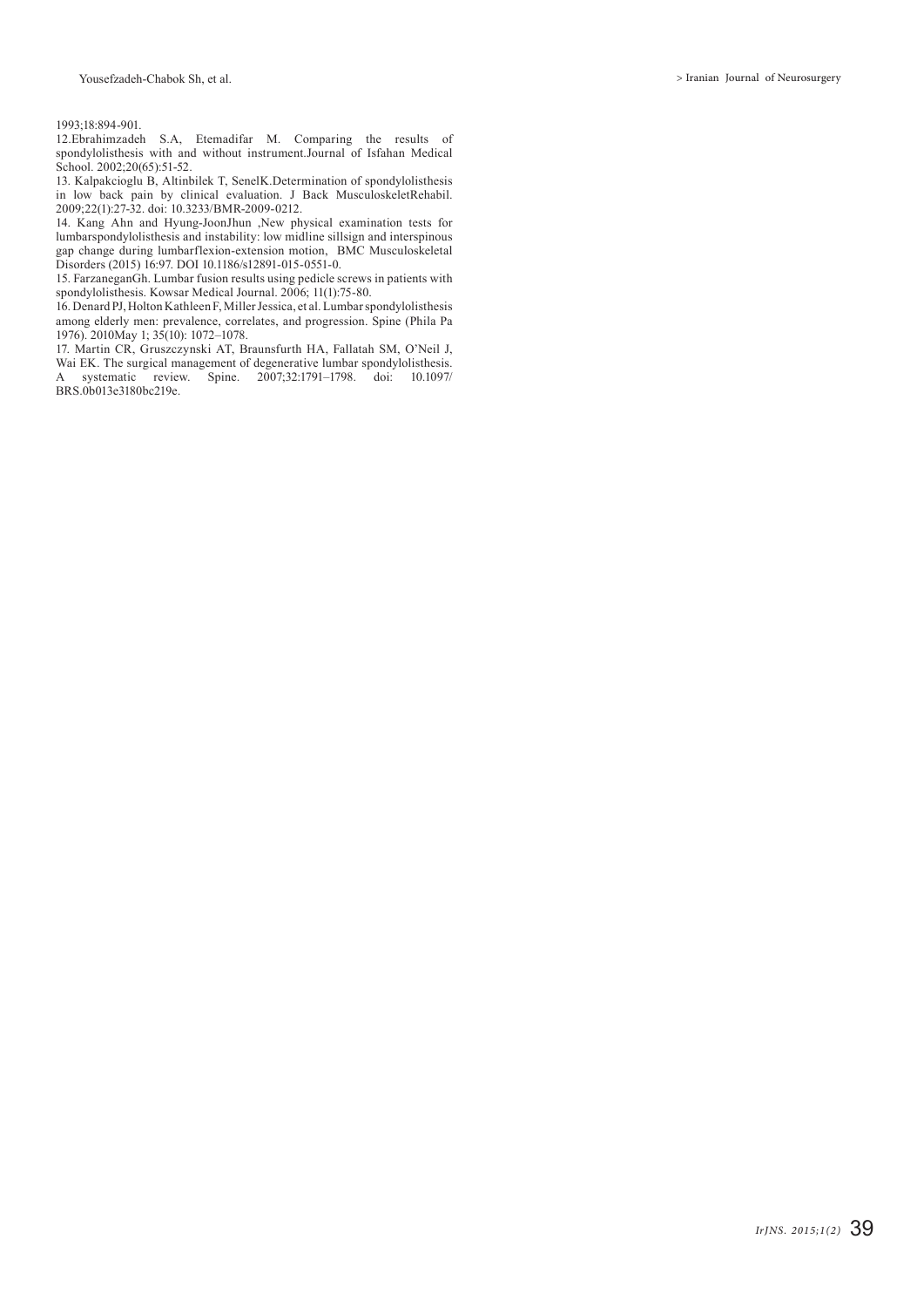1993;18:894-901.

12.Ebrahimzadeh S.A, Etemadifar M. Comparing the results of spondylolisthesis with and without instrument.Journal of Isfahan Medical School. 2002;20(65):51-52.

13. Kalpakcioglu B, Altinbilek T, SenelK.Determination of spondylolisthesis in low back pain by clinical evaluation. J Back MusculoskeletRehabil. 2009;22(1):27-32. doi: 10.3233/BMR-2009-0212.

14. Kang Ahn and Hyung-JoonJhun ,New physical examination tests for lumbarspondylolisthesis and instability: low midline sillsign and interspinous gap change during lumbarflexion-extension motion, BMC Musculoskeletal Disorders (2015) 16:97. DOI 10.1186/s12891-015-0551-0.

15. FarzaneganGh. Lumbar fusion results using pedicle screws in patients with spondylolisthesis. Kowsar Medical Journal. 2006; 11(1):75-80.

16. Denard PJ, Holton Kathleen F, Miller Jessica, et al. Lumbar spondylolisthesis among elderly men: prevalence, correlates, and progression. Spine (Phila Pa 1976). 2010May 1; 35(10): 1072–1078.

17. Martin CR, Gruszczynski AT, Braunsfurth HA, Fallatah SM, O'Neil J, Wai EK. The surgical management of degenerative lumbar spondylolisthesis. A systematic review. Spine. 2007;32:1791–1798. doi: 10.1097/BRS.0b013e3180bc219e.